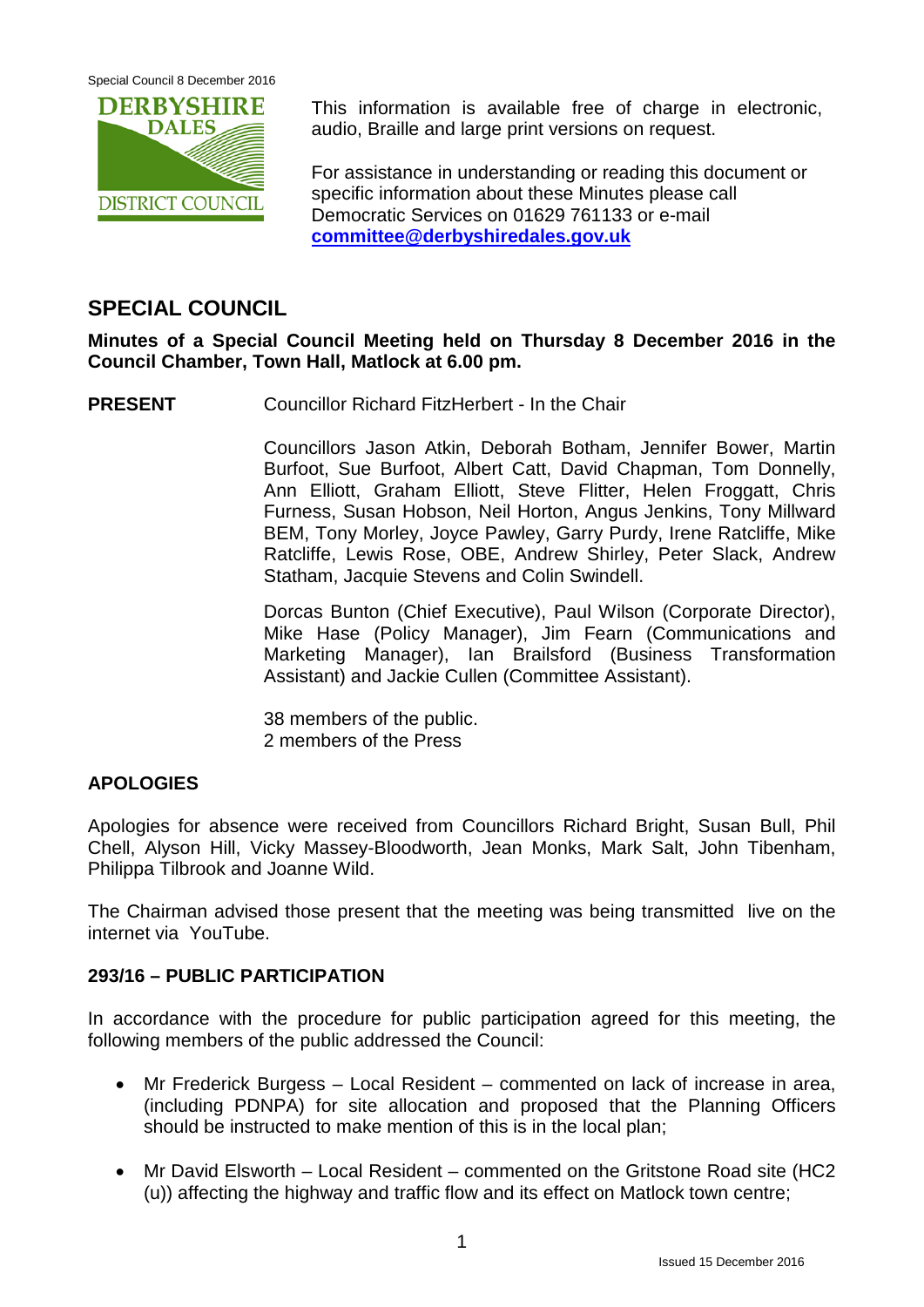This information is available free of charge in electronic, audio, Braille and large print versions on request.

For assistance in understanding or reading this document or specific information about these Minutes please call Democratic Services on 01629 761133 or e-mail **committee@derbyshiredales.gov.uk**

## SPECIAL COUNCIL

**Minutes of a Special Council Meeting held on Thursday 8 December 2016 in the Council Chamber, Town Hall, Matlock at 6.00 pm.**

**PRESENT** Councillor Richard FitzHerbert - In the Chair

Councillors Jason Atkin, Deborah Botham, Jennifer Bower, Martin Burfoot, Sue Burfoot, Albert Catt, David Chapman, Tom Donnelly, Ann Elliott, Graham Elliott, Steve Flitter, Helen Froggatt, Chris Furness, Susan Hobson, Neil Horton, Angus Jenkins, Tony Millward BEM, Tony Morley, Joyce Pawley, Garry Purdy, Irene Ratcliffe, Mike Ratcliffe, Lewis Rose, OBE, Andrew Shirley, Peter Slack, Andrew Statham, Jacquie Stevens and Colin Swindell.

Dorcas Bunton (Chief Executive), Paul Wilson (Corporate Director), Mike Hase (Policy Manager), Jim Fearn (Communications and Marketing Manager), Ian Brailsford (Business Transformation Assistant) and Jackie Cullen (Committee Assistant).

38 members of the public.
2 members of the Press

### APOLOGIES

Apologies for absence were received from Councillors Richard Bright, Susan Bull, Phil Chell, Alyson Hill, Vicky Massey-Bloodworth, Jean Monks, Mark Salt, John Tibenham, Philippa Tilbrook and Joanne Wild.

The Chairman advised those present that the meeting was being transmitted live on the internet via YouTube.

### 293/16 – PUBLIC PARTICIPATION

In accordance with the procedure for public participation agreed for this meeting, the following members of the public addressed the Council:

- Mr Frederick Burgess – Local Resident – commented on lack of increase in area, (including PDNPA) for site allocation and proposed that the Planning Officers should be instructed to make mention of this is in the local plan;
- Mr David Elsworth – Local Resident – commented on the Gritstone Road site (HC2 (u)) affecting the highway and traffic flow and its effect on Matlock town centre;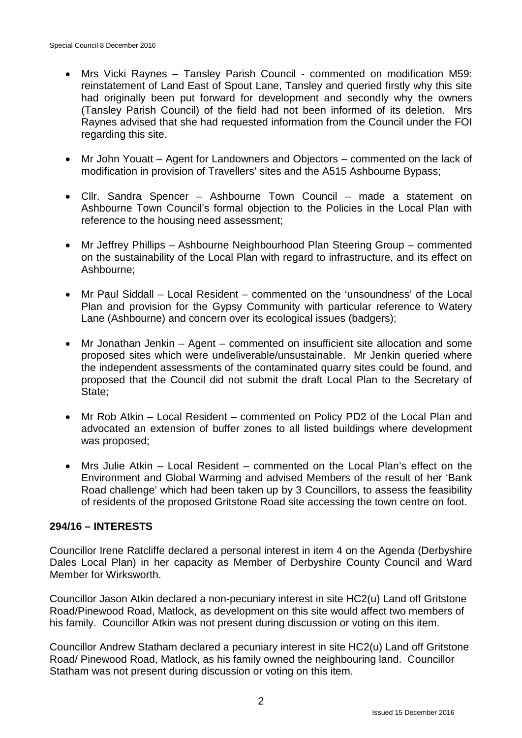- Mrs Vicki Raynes – Tansley Parish Council - commented on modification M59: reinstatement of Land East of Spout Lane, Tansley and queried firstly why this site had originally been put forward for development and secondly why the owners (Tansley Parish Council) of the field had not been informed of its deletion. Mrs Raynes advised that she had requested information from the Council under the FOI regarding this site.

- Mr John Youatt – Agent for Landowners and Objectors – commented on the lack of modification in provision of Travellers' sites and the A515 Ashbourne Bypass;

- Cllr. Sandra Spencer – Ashbourne Town Council – made a statement on Ashbourne Town Council's formal objection to the Policies in the Local Plan with reference to the housing need assessment;

- Mr Jeffrey Phillips – Ashbourne Neighbourhood Plan Steering Group – commented on the sustainability of the Local Plan with regard to infrastructure, and its effect on Ashbourne;

- Mr Paul Siddall – Local Resident – commented on the 'unsoundness' of the Local Plan and provision for the Gypsy Community with particular reference to Watery Lane (Ashbourne) and concern over its ecological issues (badgers);

- Mr Jonathan Jenkin – Agent – commented on insufficient site allocation and some proposed sites which were undeliverable/unsustainable. Mr Jenkin queried where the independent assessments of the contaminated quarry sites could be found, and proposed that the Council did not submit the draft Local Plan to the Secretary of State;

- Mr Rob Atkin – Local Resident – commented on Policy PD2 of the Local Plan and advocated an extension of buffer zones to all listed buildings where development was proposed;

- Mrs Julie Atkin – Local Resident – commented on the Local Plan's effect on the Environment and Global Warming and advised Members of the result of her 'Bank Road challenge' which had been taken up by 3 Councillors, to assess the feasibility of residents of the proposed Gritstone Road site accessing the town centre on foot.

## 294/16 – INTERESTS

Councillor Irene Ratcliffe declared a personal interest in item 4 on the Agenda (Derbyshire Dales Local Plan) in her capacity as Member of Derbyshire County Council and Ward Member for Wirksworth.

Councillor Jason Atkin declared a non-pecuniary interest in site HC2(u) Land off Gritstone Road/Pinewood Road, Matlock, as development on this site would affect two members of his family. Councillor Atkin was not present during discussion or voting on this item.

Councillor Andrew Statham declared a pecuniary interest in site HC2(u) Land off Gritstone Road/ Pinewood Road, Matlock, as his family owned the neighbouring land. Councillor Statham was not present during discussion or voting on this item.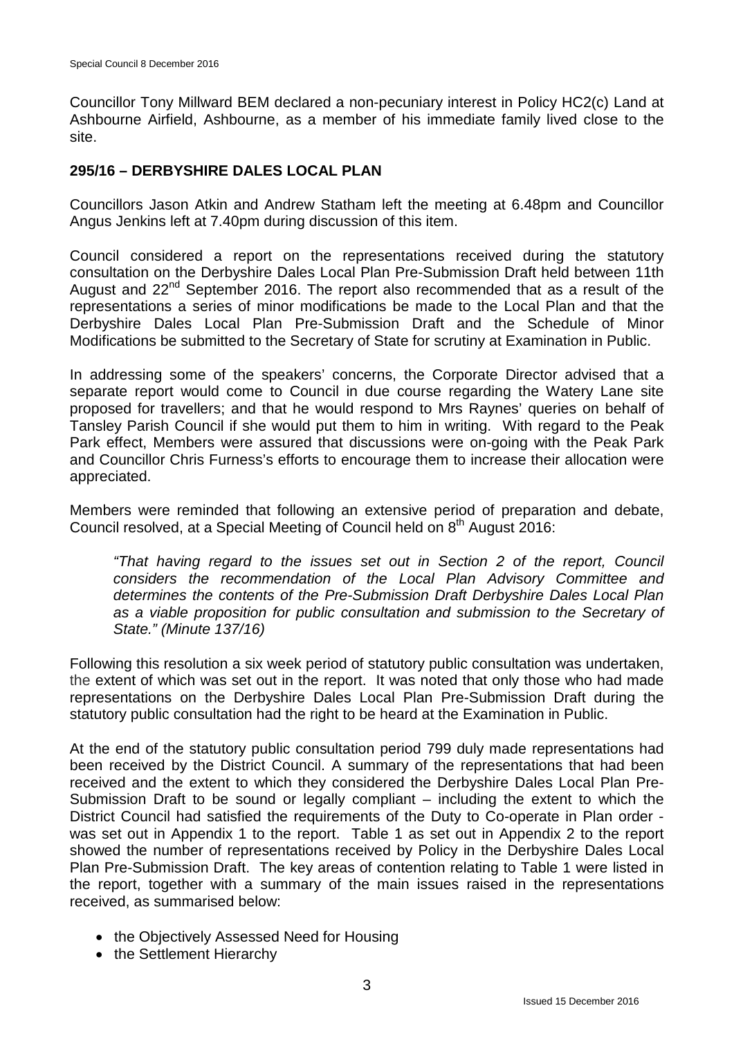Councillor Tony Millward BEM declared a non-pecuniary interest in Policy HC2(c) Land at Ashbourne Airfield, Ashbourne, as a member of his immediate family lived close to the site.

## 295/16 – DERBYSHIRE DALES LOCAL PLAN

Councillors Jason Atkin and Andrew Statham left the meeting at 6.48pm and Councillor Angus Jenkins left at 7.40pm during discussion of this item.

Council considered a report on the representations received during the statutory consultation on the Derbyshire Dales Local Plan Pre-Submission Draft held between 11th August and 22nd September 2016. The report also recommended that as a result of the representations a series of minor modifications be made to the Local Plan and that the Derbyshire Dales Local Plan Pre-Submission Draft and the Schedule of Minor Modifications be submitted to the Secretary of State for scrutiny at Examination in Public.

In addressing some of the speakers' concerns, the Corporate Director advised that a separate report would come to Council in due course regarding the Watery Lane site proposed for travellers; and that he would respond to Mrs Raynes' queries on behalf of Tansley Parish Council if she would put them to him in writing. With regard to the Peak Park effect, Members were assured that discussions were on-going with the Peak Park and Councillor Chris Furness's efforts to encourage them to increase their allocation were appreciated.

Members were reminded that following an extensive period of preparation and debate, Council resolved, at a Special Meeting of Council held on 8th August 2016:

> *"That having regard to the issues set out in Section 2 of the report, Council considers the recommendation of the Local Plan Advisory Committee and determines the contents of the Pre-Submission Draft Derbyshire Dales Local Plan as a viable proposition for public consultation and submission to the Secretary of State." (Minute 137/16)*

Following this resolution a six week period of statutory public consultation was undertaken, the extent of which was set out in the report. It was noted that only those who had made representations on the Derbyshire Dales Local Plan Pre-Submission Draft during the statutory public consultation had the right to be heard at the Examination in Public.

At the end of the statutory public consultation period 799 duly made representations had been received by the District Council. A summary of the representations that had been received and the extent to which they considered the Derbyshire Dales Local Plan Pre-Submission Draft to be sound or legally compliant – including the extent to which the District Council had satisfied the requirements of the Duty to Co-operate in Plan order - was set out in Appendix 1 to the report. Table 1 as set out in Appendix 2 to the report showed the number of representations received by Policy in the Derbyshire Dales Local Plan Pre-Submission Draft. The key areas of contention relating to Table 1 were listed in the report, together with a summary of the main issues raised in the representations received, as summarised below:

- the Objectively Assessed Need for Housing
- the Settlement Hierarchy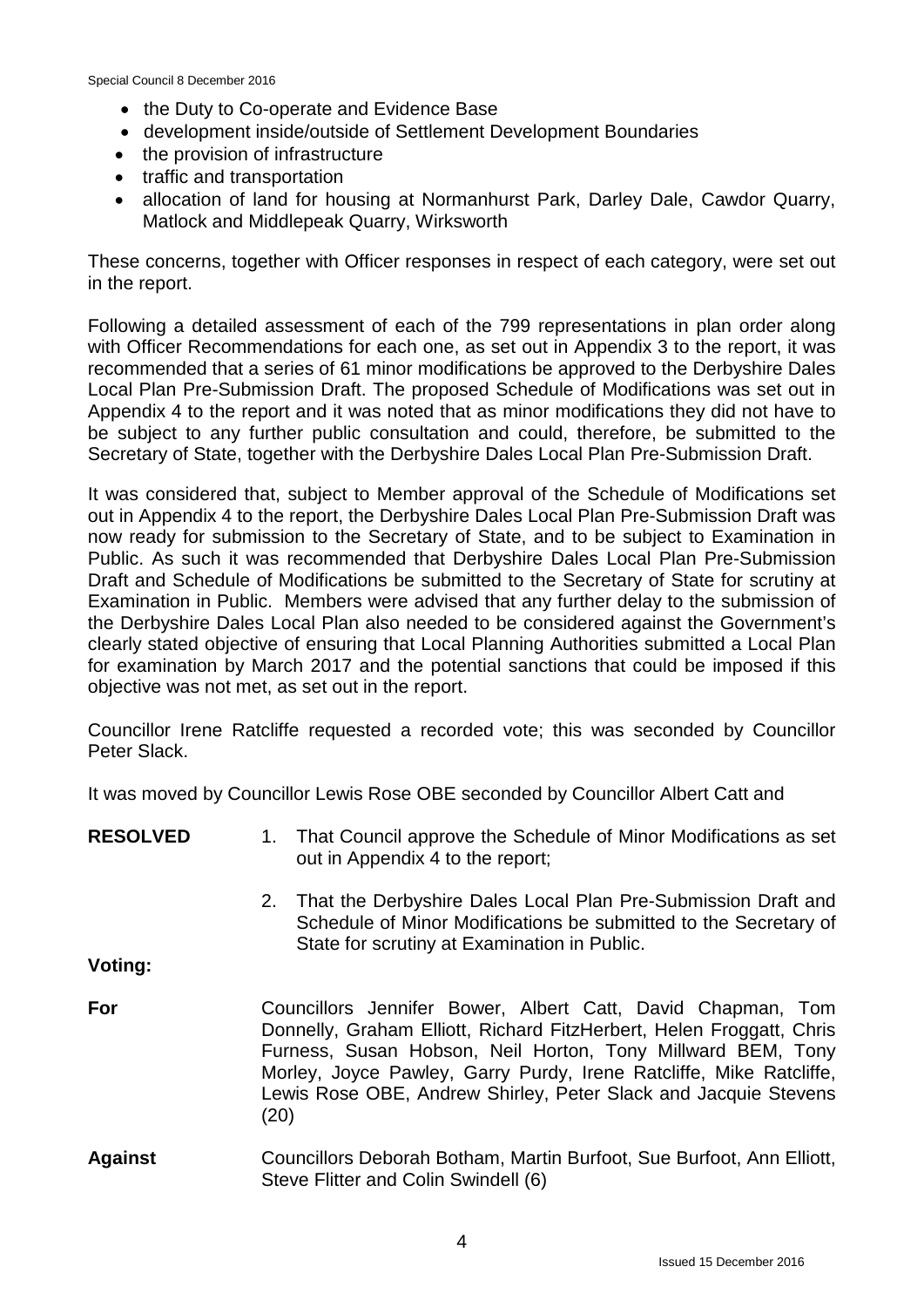- the Duty to Co-operate and Evidence Base
- development inside/outside of Settlement Development Boundaries
- the provision of infrastructure
- traffic and transportation
- allocation of land for housing at Normanhurst Park, Darley Dale, Cawdor Quarry, Matlock and Middlepeak Quarry, Wirksworth

These concerns, together with Officer responses in respect of each category, were set out in the report.

Following a detailed assessment of each of the 799 representations in plan order along with Officer Recommendations for each one, as set out in Appendix 3 to the report, it was recommended that a series of 61 minor modifications be approved to the Derbyshire Dales Local Plan Pre-Submission Draft. The proposed Schedule of Modifications was set out in Appendix 4 to the report and it was noted that as minor modifications they did not have to be subject to any further public consultation and could, therefore, be submitted to the Secretary of State, together with the Derbyshire Dales Local Plan Pre-Submission Draft.

It was considered that, subject to Member approval of the Schedule of Modifications set out in Appendix 4 to the report, the Derbyshire Dales Local Plan Pre-Submission Draft was now ready for submission to the Secretary of State, and to be subject to Examination in Public. As such it was recommended that Derbyshire Dales Local Plan Pre-Submission Draft and Schedule of Modifications be submitted to the Secretary of State for scrutiny at Examination in Public. Members were advised that any further delay to the submission of the Derbyshire Dales Local Plan also needed to be considered against the Government's clearly stated objective of ensuring that Local Planning Authorities submitted a Local Plan for examination by March 2017 and the potential sanctions that could be imposed if this objective was not met, as set out in the report.

Councillor Irene Ratcliffe requested a recorded vote; this was seconded by Councillor Peter Slack.

It was moved by Councillor Lewis Rose OBE seconded by Councillor Albert Catt and

**RESOLVED**

1. That Council approve the Schedule of Minor Modifications as set out in Appendix 4 to the report;
2. That the Derbyshire Dales Local Plan Pre-Submission Draft and Schedule of Minor Modifications be submitted to the Secretary of State for scrutiny at Examination in Public.

**Voting:**

**For** Councillors Jennifer Bower, Albert Catt, David Chapman, Tom Donnelly, Graham Elliott, Richard FitzHerbert, Helen Froggatt, Chris Furness, Susan Hobson, Neil Horton, Tony Millward BEM, Tony Morley, Joyce Pawley, Garry Purdy, Irene Ratcliffe, Mike Ratcliffe, Lewis Rose OBE, Andrew Shirley, Peter Slack and Jacquie Stevens (20)

**Against** Councillors Deborah Botham, Martin Burfoot, Sue Burfoot, Ann Elliott, Steve Flitter and Colin Swindell (6)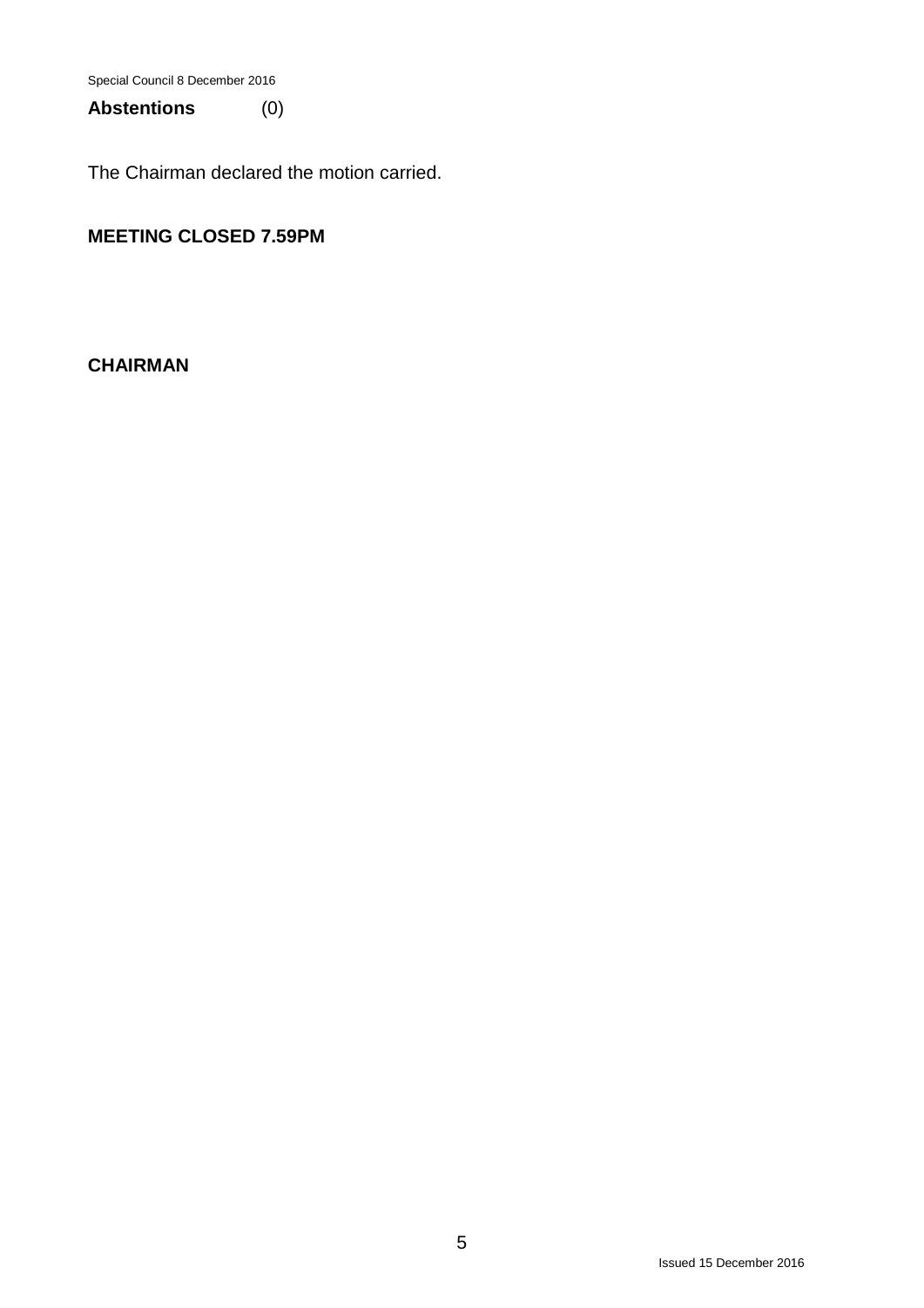**Abstentions** (0)

The Chairman declared the motion carried.

**MEETING CLOSED 7.59PM**

**CHAIRMAN**

Issued 15 December 2016